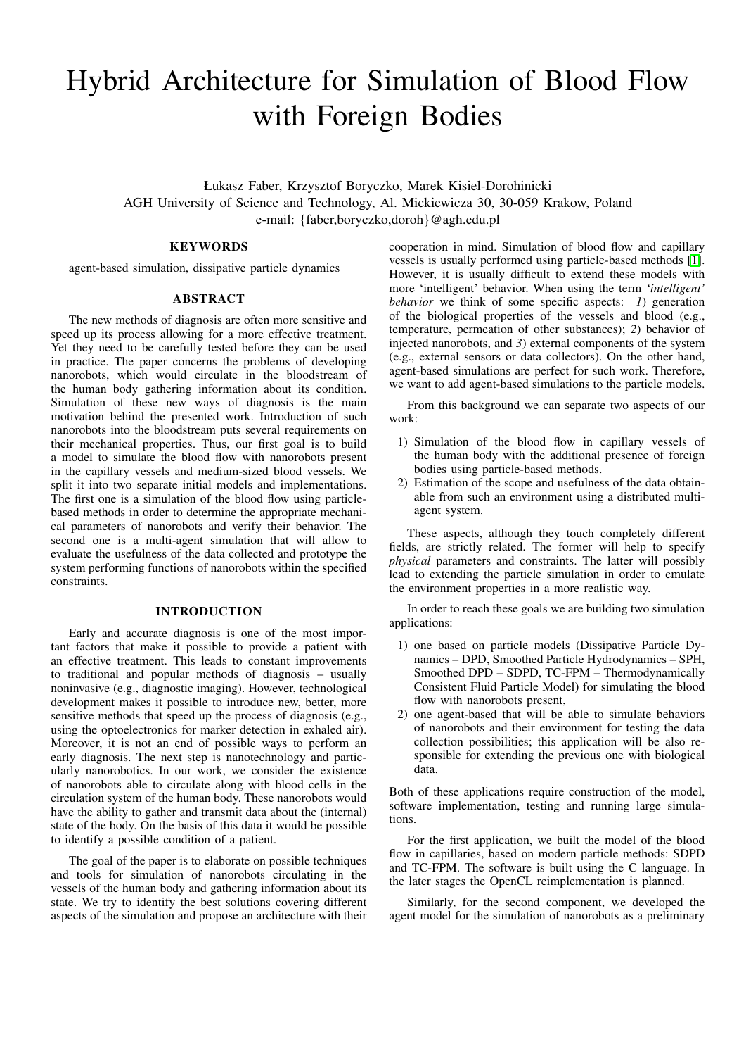# Hybrid Architecture for Simulation of Blood Flow with Foreign Bodies

Łukasz Faber, Krzysztof Boryczko, Marek Kisiel-Dorohinicki
AGH University of Science and Technology, Al. Mickiewicza 30, 30-059 Krakow, Poland
e-mail: {faber,boryczko,doroh}@agh.edu.pl

## KEYWORDS

agent-based simulation, dissipative particle dynamics

## ABSTRACT

The new methods of diagnosis are often more sensitive and speed up its process allowing for a more effective treatment. Yet they need to be carefully tested before they can be used in practice. The paper concerns the problems of developing nanorobots, which would circulate in the bloodstream of the human body gathering information about its condition. Simulation of these new ways of diagnosis is the main motivation behind the presented work. Introduction of such nanorobots into the bloodstream puts several requirements on their mechanical properties. Thus, our first goal is to build a model to simulate the blood flow with nanorobots present in the capillary vessels and medium-sized blood vessels. We split it into two separate initial models and implementations. The first one is a simulation of the blood flow using particle-based methods in order to determine the appropriate mechanical parameters of nanorobots and verify their behavior. The second one is a multi-agent simulation that will allow to evaluate the usefulness of the data collected and prototype the system performing functions of nanorobots within the specified constraints.

## INTRODUCTION

Early and accurate diagnosis is one of the most important factors that make it possible to provide a patient with an effective treatment. This leads to constant improvements to traditional and popular methods of diagnosis – usually noninvasive (e.g., diagnostic imaging). However, technological development makes it possible to introduce new, better, more sensitive methods that speed up the process of diagnosis (e.g., using the optoelectronics for marker detection in exhaled air). Moreover, it is not an end of possible ways to perform an early diagnosis. The next step is nanotechnology and particularly nanorobotics. In our work, we consider the existence of nanorobots able to circulate along with blood cells in the circulation system of the human body. These nanorobots would have the ability to gather and transmit data about the (internal) state of the body. On the basis of this data it would be possible to identify a possible condition of a patient.

The goal of the paper is to elaborate on possible techniques and tools for simulation of nanorobots circulating in the vessels of the human body and gathering information about its state. We try to identify the best solutions covering different aspects of the simulation and propose an architecture with their cooperation in mind. Simulation of blood flow and capillary vessels is usually performed using particle-based methods [1]. However, it is usually difficult to extend these models with more 'intelligent' behavior. When using the term *'intelligent' behavior* we think of some specific aspects: *1*) generation of the biological properties of the vessels and blood (e.g., temperature, permeation of other substances); *2*) behavior of injected nanorobots, and *3*) external components of the system (e.g., external sensors or data collectors). On the other hand, agent-based simulations are perfect for such work. Therefore, we want to add agent-based simulations to the particle models.

From this background we can separate two aspects of our work:

1) Simulation of the blood flow in capillary vessels of the human body with the additional presence of foreign bodies using particle-based methods.
2) Estimation of the scope and usefulness of the data obtainable from such an environment using a distributed multi-agent system.

These aspects, although they touch completely different fields, are strictly related. The former will help to specify *physical* parameters and constraints. The latter will possibly lead to extending the particle simulation in order to emulate the environment properties in a more realistic way.

In order to reach these goals we are building two simulation applications:

1) one based on particle models (Dissipative Particle Dynamics – DPD, Smoothed Particle Hydrodynamics – SPH, Smoothed DPD – SDPD, TC-FPM – Thermodynamically Consistent Fluid Particle Model) for simulating the blood flow with nanorobots present,
2) one agent-based that will be able to simulate behaviors of nanorobots and their environment for testing the data collection possibilities; this application will be also responsible for extending the previous one with biological data.

Both of these applications require construction of the model, software implementation, testing and running large simulations.

For the first application, we built the model of the blood flow in capillaries, based on modern particle methods: SDPD and TC-FPM. The software is built using the C language. In the later stages the OpenCL reimplementation is planned.

Similarly, for the second component, we developed the agent model for the simulation of nanorobots as a preliminary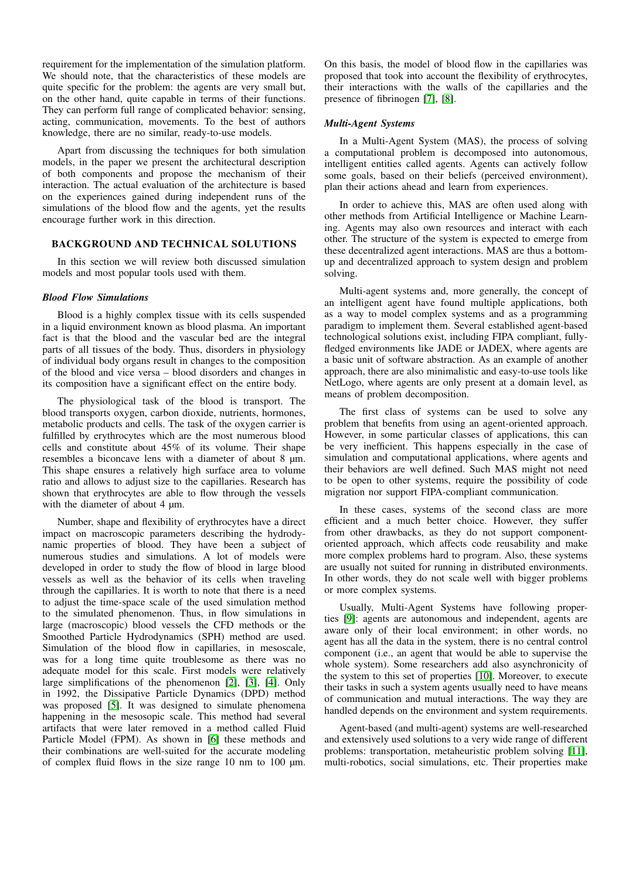requirement for the implementation of the simulation platform. We should note, that the characteristics of these models are quite specific for the problem: the agents are very small but, on the other hand, quite capable in terms of their functions. They can perform full range of complicated behavior: sensing, acting, communication, movements. To the best of authors knowledge, there are no similar, ready-to-use models.

Apart from discussing the techniques for both simulation models, in the paper we present the architectural description of both components and propose the mechanism of their interaction. The actual evaluation of the architecture is based on the experiences gained during independent runs of the simulations of the blood flow and the agents, yet the results encourage further work in this direction.

## BACKGROUND AND TECHNICAL SOLUTIONS

In this section we will review both discussed simulation models and most popular tools used with them.

### *Blood Flow Simulations*

Blood is a highly complex tissue with its cells suspended in a liquid environment known as blood plasma. An important fact is that the blood and the vascular bed are the integral parts of all tissues of the body. Thus, disorders in physiology of individual body organs result in changes to the composition of the blood and vice versa – blood disorders and changes in its composition have a significant effect on the entire body.

The physiological task of the blood is transport. The blood transports oxygen, carbon dioxide, nutrients, hormones, metabolic products and cells. The task of the oxygen carrier is fulfilled by erythrocytes which are the most numerous blood cells and constitute about 45% of its volume. Their shape resembles a biconcave lens with a diameter of about 8 µm. This shape ensures a relatively high surface area to volume ratio and allows to adjust size to the capillaries. Research has shown that erythrocytes are able to flow through the vessels with the diameter of about 4 µm.

Number, shape and flexibility of erythrocytes have a direct impact on macroscopic parameters describing the hydrodynamic properties of blood. They have been a subject of numerous studies and simulations. A lot of models were developed in order to study the flow of blood in large blood vessels as well as the behavior of its cells when traveling through the capillaries. It is worth to note that there is a need to adjust the time-space scale of the used simulation method to the simulated phenomenon. Thus, in flow simulations in large (macroscopic) blood vessels the CFD methods or the Smoothed Particle Hydrodynamics (SPH) method are used. Simulation of the blood flow in capillaries, in mesoscale, was for a long time quite troublesome as there was no adequate model for this scale. First models were relatively large simplifications of the phenomenon [2], [3], [4]. Only in 1992, the Dissipative Particle Dynamics (DPD) method was proposed [5]. It was designed to simulate phenomena happening in the mesosopic scale. This method had several artifacts that were later removed in a method called Fluid Particle Model (FPM). As shown in [6] these methods and their combinations are well-suited for the accurate modeling of complex fluid flows in the size range 10 nm to 100 µm. On this basis, the model of blood flow in the capillaries was proposed that took into account the flexibility of erythrocytes, their interactions with the walls of the capillaries and the presence of fibrinogen [7], [8].

### *Multi-Agent Systems*

In a Multi-Agent System (MAS), the process of solving a computational problem is decomposed into autonomous, intelligent entities called agents. Agents can actively follow some goals, based on their beliefs (perceived environment), plan their actions ahead and learn from experiences.

In order to achieve this, MAS are often used along with other methods from Artificial Intelligence or Machine Learning. Agents may also own resources and interact with each other. The structure of the system is expected to emerge from these decentralized agent interactions. MAS are thus a bottom-up and decentralized approach to system design and problem solving.

Multi-agent systems and, more generally, the concept of an intelligent agent have found multiple applications, both as a way to model complex systems and as a programming paradigm to implement them. Several established agent-based technological solutions exist, including FIPA compliant, fully-fledged environments like JADE or JADEX, where agents are a basic unit of software abstraction. As an example of another approach, there are also minimalistic and easy-to-use tools like NetLogo, where agents are only present at a domain level, as means of problem decomposition.

The first class of systems can be used to solve any problem that benefits from using an agent-oriented approach. However, in some particular classes of applications, this can be very inefficient. This happens especially in the case of simulation and computational applications, where agents and their behaviors are well defined. Such MAS might not need to be open to other systems, require the possibility of code migration nor support FIPA-compliant communication.

In these cases, systems of the second class are more efficient and a much better choice. However, they suffer from other drawbacks, as they do not support component-oriented approach, which affects code reusability and make more complex problems hard to program. Also, these systems are usually not suited for running in distributed environments. In other words, they do not scale well with bigger problems or more complex systems.

Usually, Multi-Agent Systems have following properties [9]: agents are autonomous and independent, agents are aware only of their local environment; in other words, no agent has all the data in the system, there is no central control component (i.e., an agent that would be able to supervise the whole system). Some researchers add also asynchronicity of the system to this set of properties [10]. Moreover, to execute their tasks in such a system agents usually need to have means of communication and mutual interactions. The way they are handled depends on the environment and system requirements.

Agent-based (and multi-agent) systems are well-researched and extensively used solutions to a very wide range of different problems: transportation, metaheuristic problem solving [11], multi-robotics, social simulations, etc. Their properties make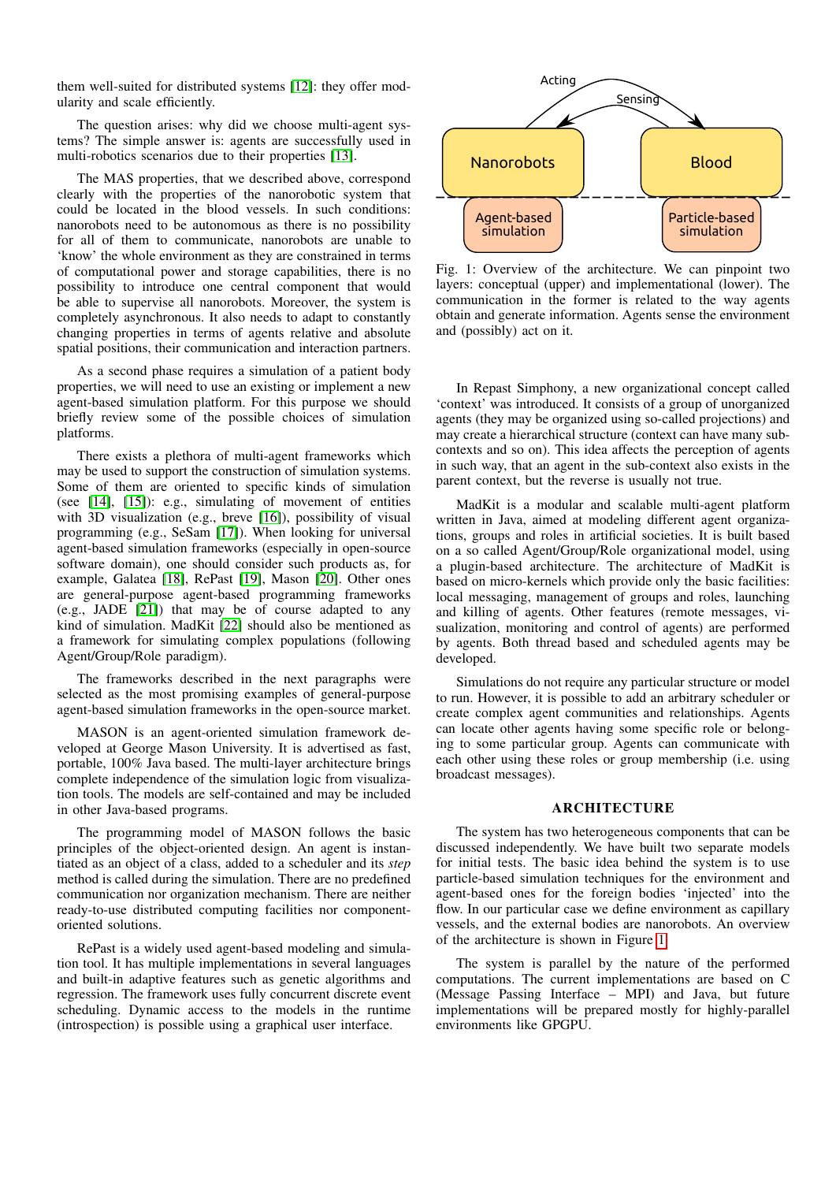them well-suited for distributed systems [12]: they offer modularity and scale efficiently.

The question arises: why did we choose multi-agent systems? The simple answer is: agents are successfully used in multi-robotics scenarios due to their properties [13].

The MAS properties, that we described above, correspond clearly with the properties of the nanorobotic system that could be located in the blood vessels. In such conditions: nanorobots need to be autonomous as there is no possibility for all of them to communicate, nanorobots are unable to 'know' the whole environment as they are constrained in terms of computational power and storage capabilities, there is no possibility to introduce one central component that would be able to supervise all nanorobots. Moreover, the system is completely asynchronous. It also needs to adapt to constantly changing properties in terms of agents relative and absolute spatial positions, their communication and interaction partners.

As a second phase requires a simulation of a patient body properties, we will need to use an existing or implement a new agent-based simulation platform. For this purpose we should briefly review some of the possible choices of simulation platforms.

There exists a plethora of multi-agent frameworks which may be used to support the construction of simulation systems. Some of them are oriented to specific kinds of simulation (see [14], [15]): e.g., simulating of movement of entities with 3D visualization (e.g., breve [16]), possibility of visual programming (e.g., SeSam [17]). When looking for universal agent-based simulation frameworks (especially in open-source software domain), one should consider such products as, for example, Galatea [18], RePast [19], Mason [20]. Other ones are general-purpose agent-based programming frameworks (e.g., JADE [21]) that may be of course adapted to any kind of simulation. MadKit [22] should also be mentioned as a framework for simulating complex populations (following Agent/Group/Role paradigm).

The frameworks described in the next paragraphs were selected as the most promising examples of general-purpose agent-based simulation frameworks in the open-source market.

MASON is an agent-oriented simulation framework developed at George Mason University. It is advertised as fast, portable, 100% Java based. The multi-layer architecture brings complete independence of the simulation logic from visualization tools. The models are self-contained and may be included in other Java-based programs.

The programming model of MASON follows the basic principles of the object-oriented design. An agent is instantiated as an object of a class, added to a scheduler and its *step* method is called during the simulation. There are no predefined communication nor organization mechanism. There are neither ready-to-use distributed computing facilities nor component-oriented solutions.

RePast is a widely used agent-based modeling and simulation tool. It has multiple implementations in several languages and built-in adaptive features such as genetic algorithms and regression. The framework uses fully concurrent discrete event scheduling. Dynamic access to the models in the runtime (introspection) is possible using a graphical user interface.

Acting / Sensing — Nanorobots — Blood — Agent-based simulation — Particle-based simulation

Fig. 1: Overview of the architecture. We can pinpoint two layers: conceptual (upper) and implementational (lower). The communication in the former is related to the way agents obtain and generate information. Agents sense the environment and (possibly) act on it.

In Repast Simphony, a new organizational concept called 'context' was introduced. It consists of a group of unorganized agents (they may be organized using so-called projections) and may create a hierarchical structure (context can have many sub-contexts and so on). This idea affects the perception of agents in such way, that an agent in the sub-context also exists in the parent context, but the reverse is usually not true.

MadKit is a modular and scalable multi-agent platform written in Java, aimed at modeling different agent organizations, groups and roles in artificial societies. It is built based on a so called Agent/Group/Role organizational model, using a plugin-based architecture. The architecture of MadKit is based on micro-kernels which provide only the basic facilities: local messaging, management of groups and roles, launching and killing of agents. Other features (remote messages, visualization, monitoring and control of agents) are performed by agents. Both thread based and scheduled agents may be developed.

Simulations do not require any particular structure or model to run. However, it is possible to add an arbitrary scheduler or create complex agent communities and relationships. Agents can locate other agents having some specific role or belonging to some particular group. Agents can communicate with each other using these roles or group membership (i.e. using broadcast messages).

## ARCHITECTURE

The system has two heterogeneous components that can be discussed independently. We have built two separate models for initial tests. The basic idea behind the system is to use particle-based simulation techniques for the environment and agent-based ones for the foreign bodies 'injected' into the flow. In our particular case we define environment as capillary vessels, and the external bodies are nanorobots. An overview of the architecture is shown in Figure 1.

The system is parallel by the nature of the performed computations. The current implementations are based on C (Message Passing Interface – MPI) and Java, but future implementations will be prepared mostly for highly-parallel environments like GPGPU.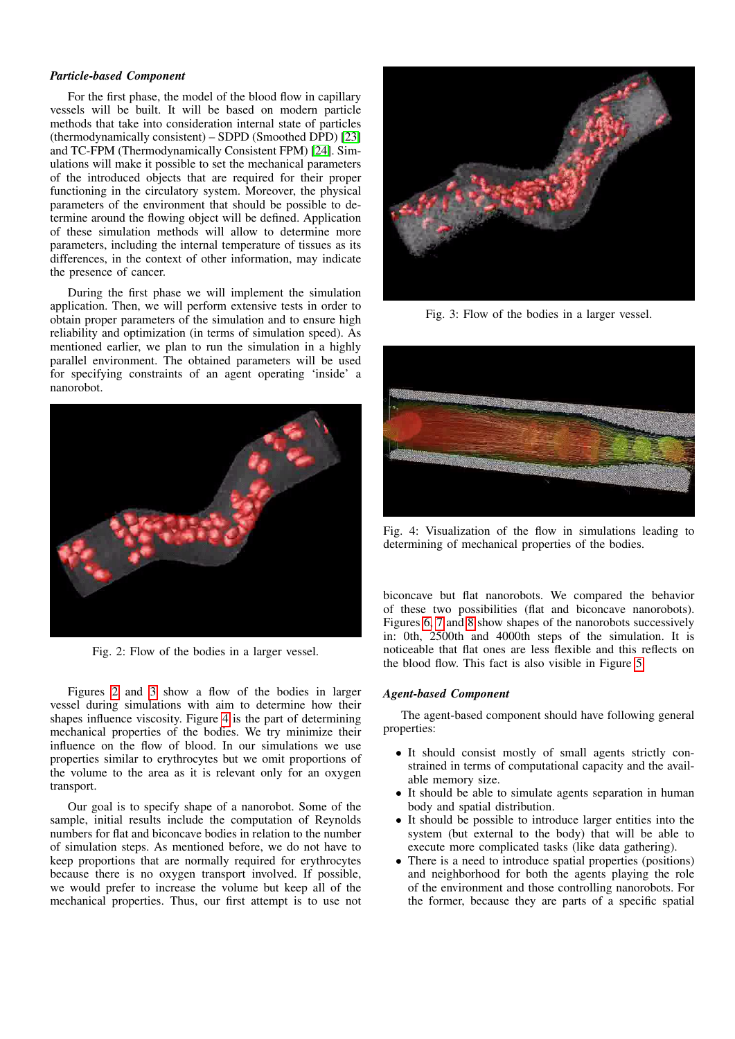***Particle-based Component***

For the first phase, the model of the blood flow in capillary vessels will be built. It will be based on modern particle methods that take into consideration internal state of particles (thermodynamically consistent) – SDPD (Smoothed DPD) [23] and TC-FPM (Thermodynamically Consistent FPM) [24]. Simulations will make it possible to set the mechanical parameters of the introduced objects that are required for their proper functioning in the circulatory system. Moreover, the physical parameters of the environment that should be possible to determine around the flowing object will be defined. Application of these simulation methods will allow to determine more parameters, including the internal temperature of tissues as its differences, in the context of other information, may indicate the presence of cancer.

During the first phase we will implement the simulation application. Then, we will perform extensive tests in order to obtain proper parameters of the simulation and to ensure high reliability and optimization (in terms of simulation speed). As mentioned earlier, we plan to run the simulation in a highly parallel environment. The obtained parameters will be used for specifying constraints of an agent operating 'inside' a nanorobot.

Fig. 2: Flow of the bodies in a larger vessel.

Figures 2 and 3 show a flow of the bodies in larger vessel during simulations with aim to determine how their shapes influence viscosity. Figure 4 is the part of determining mechanical properties of the bodies. We try minimize their influence on the flow of blood. In our simulations we use properties similar to erythrocytes but we omit proportions of the volume to the area as it is relevant only for an oxygen transport.

Our goal is to specify shape of a nanorobot. Some of the sample, initial results include the computation of Reynolds numbers for flat and biconcave bodies in relation to the number of simulation steps. As mentioned before, we do not have to keep proportions that are normally required for erythrocytes because there is no oxygen transport involved. If possible, we would prefer to increase the volume but keep all of the mechanical properties. Thus, our first attempt is to use not biconcave but flat nanorobots. We compared the behavior of these two possibilities (flat and biconcave nanorobots). Figures 6, 7 and 8 show shapes of the nanorobots successively in: 0th, 2500th and 4000th steps of the simulation. It is noticeable that flat ones are less flexible and this reflects on the blood flow. This fact is also visible in Figure 5.

Fig. 3: Flow of the bodies in a larger vessel.

Fig. 4: Visualization of the flow in simulations leading to determining of mechanical properties of the bodies.

***Agent-based Component***

The agent-based component should have following general properties:

- It should consist mostly of small agents strictly constrained in terms of computational capacity and the available memory size.
- It should be able to simulate agents separation in human body and spatial distribution.
- It should be possible to introduce larger entities into the system (but external to the body) that will be able to execute more complicated tasks (like data gathering).
- There is a need to introduce spatial properties (positions) and neighborhood for both the agents playing the role of the environment and those controlling nanorobots. For the former, because they are parts of a specific spatial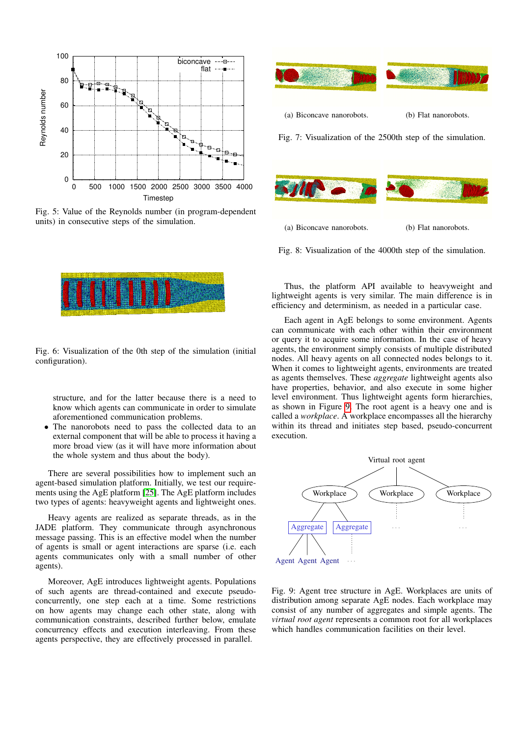Fig. 5: Value of the Reynolds number (in program-dependent units) in consecutive steps of the simulation.

Fig. 6: Visualization of the 0th step of the simulation (initial configuration).

structure, and for the latter because there is a need to know which agents can communicate in order to simulate aforementioned communication problems.

- The nanorobots need to pass the collected data to an external component that will be able to process it having a more broad view (as it will have more information about the whole system and thus about the body).

There are several possibilities how to implement such an agent-based simulation platform. Initially, we test our requirements using the AgE platform [25]. The AgE platform includes two types of agents: heavyweight agents and lightweight ones.

Heavy agents are realized as separate threads, as in the JADE platform. They communicate through asynchronous message passing. This is an effective model when the number of agents is small or agent interactions are sparse (i.e. each agents communicates only with a small number of other agents).

Moreover, AgE introduces lightweight agents. Populations of such agents are thread-contained and execute pseudo-concurrently, one step each at a time. Some restrictions on how agents may change each other state, along with communication constraints, described further below, emulate concurrency effects and execution interleaving. From these agents perspective, they are effectively processed in parallel.

(a) Biconcave nanorobots. (b) Flat nanorobots.

Fig. 7: Visualization of the 2500th step of the simulation.

(a) Biconcave nanorobots. (b) Flat nanorobots.

Fig. 8: Visualization of the 4000th step of the simulation.

Thus, the platform API available to heavyweight and lightweight agents is very similar. The main difference is in efficiency and determinism, as needed in a particular case.

Each agent in AgE belongs to some environment. Agents can communicate with each other within their environment or query it to acquire some information. In the case of heavy agents, the environment simply consists of multiple distributed nodes. All heavy agents on all connected nodes belongs to it. When it comes to lightweight agents, environments are treated as agents themselves. These *aggregate* lightweight agents also have properties, behavior, and also execute in some higher level environment. Thus lightweight agents form hierarchies, as shown in Figure 9. The root agent is a heavy one and is called a *workplace*. A workplace encompasses all the hierarchy within its thread and initiates step based, pseudo-concurrent execution.

Fig. 9: Agent tree structure in AgE. Workplaces are units of distribution among separate AgE nodes. Each workplace may consist of any number of aggregates and simple agents. The *virtual root agent* represents a common root for all workplaces which handles communication facilities on their level.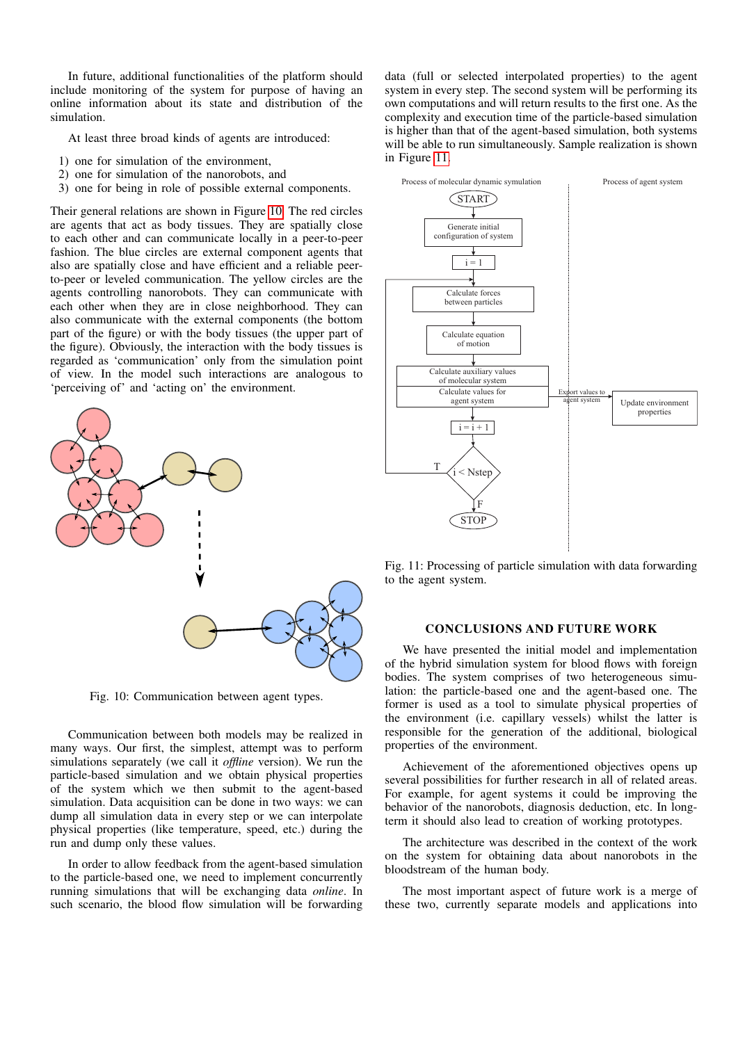In future, additional functionalities of the platform should include monitoring of the system for purpose of having an online information about its state and distribution of the simulation.

At least three broad kinds of agents are introduced:

1) one for simulation of the environment,
2) one for simulation of the nanorobots, and
3) one for being in role of possible external components.

Their general relations are shown in Figure 10. The red circles are agents that act as body tissues. They are spatially close to each other and can communicate locally in a peer-to-peer fashion. The blue circles are external component agents that also are spatially close and have efficient and a reliable peer-to-peer or leveled communication. The yellow circles are the agents controlling nanorobots. They can communicate with each other when they are in close neighborhood. They can also communicate with the external components (the bottom part of the figure) or with the body tissues (the upper part of the figure). Obviously, the interaction with the body tissues is regarded as 'communication' only from the simulation point of view. In the model such interactions are analogous to 'perceiving of' and 'acting on' the environment.

Fig. 10: Communication between agent types.

Communication between both models may be realized in many ways. Our first, the simplest, attempt was to perform simulations separately (we call it *offline* version). We run the particle-based simulation and we obtain physical properties of the system which we then submit to the agent-based simulation. Data acquisition can be done in two ways: we can dump all simulation data in every step or we can interpolate physical properties (like temperature, speed, etc.) during the run and dump only these values.

In order to allow feedback from the agent-based simulation to the particle-based one, we need to implement concurrently running simulations that will be exchanging data *online*. In such scenario, the blood flow simulation will be forwarding data (full or selected interpolated properties) to the agent system in every step. The second system will be performing its own computations and will return results to the first one. As the complexity and execution time of the particle-based simulation is higher than that of the agent-based simulation, both systems will be able to run simultaneously. Sample realization is shown in Figure 11.

Fig. 11: Processing of particle simulation with data forwarding to the agent system.

## CONCLUSIONS AND FUTURE WORK

We have presented the initial model and implementation of the hybrid simulation system for blood flows with foreign bodies. The system comprises of two heterogeneous simulation: the particle-based one and the agent-based one. The former is used as a tool to simulate physical properties of the environment (i.e. capillary vessels) whilst the latter is responsible for the generation of the additional, biological properties of the environment.

Achievement of the aforementioned objectives opens up several possibilities for further research in all of related areas. For example, for agent systems it could be improving the behavior of the nanorobots, diagnosis deduction, etc. In long-term it should also lead to creation of working prototypes.

The architecture was described in the context of the work on the system for obtaining data about nanorobots in the bloodstream of the human body.

The most important aspect of future work is a merge of these two, currently separate models and applications into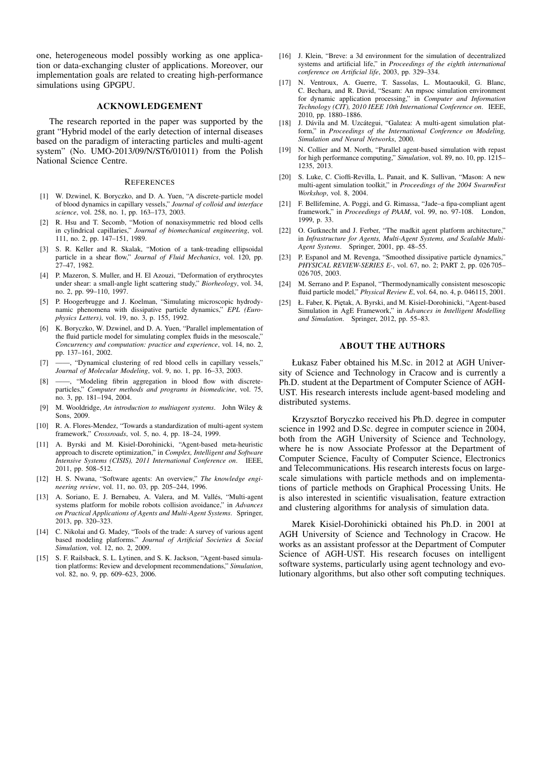one, heterogeneous model possibly working as one application or data-exchanging cluster of applications. Moreover, our implementation goals are related to creating high-performance simulations using GPGPU.

## ACKNOWLEDGEMENT

The research reported in the paper was supported by the grant "Hybrid model of the early detection of internal diseases based on the paradigm of interacting particles and multi-agent system" (No. UMO-2013/09/N/ST6/01011) from the Polish National Science Centre.

## REFERENCES

- [1] W. Dzwinel, K. Boryczko, and D. A. Yuen, "A discrete-particle model of blood dynamics in capillary vessels," *Journal of colloid and interface science*, vol. 258, no. 1, pp. 163–173, 2003.
- [2] R. Hsu and T. Secomb, "Motion of nonaxisymmetric red blood cells in cylindrical capillaries," *Journal of biomechanical engineering*, vol. 111, no. 2, pp. 147–151, 1989.
- [3] S. R. Keller and R. Skalak, "Motion of a tank-treading ellipsoidal particle in a shear flow," *Journal of Fluid Mechanics*, vol. 120, pp. 27–47, 1982.
- [4] P. Mazeron, S. Muller, and H. El Azouzi, "Deformation of erythrocytes under shear: a small-angle light scattering study," *Biorheology*, vol. 34, no. 2, pp. 99–110, 1997.
- [5] P. Hoogerbrugge and J. Koelman, "Simulating microscopic hydrodynamic phenomena with dissipative particle dynamics," *EPL (Europhysics Letters)*, vol. 19, no. 3, p. 155, 1992.
- [6] K. Boryczko, W. Dzwinel, and D. A. Yuen, "Parallel implementation of the fluid particle model for simulating complex fluids in the mesoscale," *Concurrency and computation: practice and experience*, vol. 14, no. 2, pp. 137–161, 2002.
- [7] ——, "Dynamical clustering of red blood cells in capillary vessels," *Journal of Molecular Modeling*, vol. 9, no. 1, pp. 16–33, 2003.
- [8] ——, "Modeling fibrin aggregation in blood flow with discrete-particles," *Computer methods and programs in biomedicine*, vol. 75, no. 3, pp. 181–194, 2004.
- [9] M. Wooldridge, *An introduction to multiagent systems*. John Wiley & Sons, 2009.
- [10] R. A. Flores-Mendez, "Towards a standardization of multi-agent system framework," *Crossroads*, vol. 5, no. 4, pp. 18–24, 1999.
- [11] A. Byrski and M. Kisiel-Dorohinicki, "Agent-based meta-heuristic approach to discrete optimization," in *Complex, Intelligent and Software Intensive Systems (CISIS), 2011 International Conference on*. IEEE, 2011, pp. 508–512.
- [12] H. S. Nwana, "Software agents: An overview," *The knowledge engineering review*, vol. 11, no. 03, pp. 205–244, 1996.
- [13] A. Soriano, E. J. Bernabeu, A. Valera, and M. Vallés, "Multi-agent systems platform for mobile robots collision avoidance," in *Advances on Practical Applications of Agents and Multi-Agent Systems*. Springer, 2013, pp. 320–323.
- [14] C. Nikolai and G. Madey, "Tools of the trade: A survey of various agent based modeling platforms." *Journal of Artificial Societies & Social Simulation*, vol. 12, no. 2, 2009.
- [15] S. F. Railsback, S. L. Lytinen, and S. K. Jackson, "Agent-based simulation platforms: Review and development recommendations," *Simulation*, vol. 82, no. 9, pp. 609–623, 2006.
- [16] J. Klein, "Breve: a 3d environment for the simulation of decentralized systems and artificial life," in *Proceedings of the eighth international conference on Artificial life*, 2003, pp. 329–334.
- [17] N. Ventroux, A. Guerre, T. Sassolas, L. Moutaoukil, G. Blanc, C. Bechara, and R. David, "Sesam: An mpsoc simulation environment for dynamic application processing," in *Computer and Information Technology (CIT), 2010 IEEE 10th International Conference on*. IEEE, 2010, pp. 1880–1886.
- [18] J. Dávila and M. Uzcátegui, "Galatea: A multi-agent simulation platform," in *Proceedings of the International Conference on Modeling, Simulation and Neural Networks*, 2000.
- [19] N. Collier and M. North, "Parallel agent-based simulation with repast for high performance computing," *Simulation*, vol. 89, no. 10, pp. 1215–1235, 2013.
- [20] S. Luke, C. Cioffi-Revilla, L. Panait, and K. Sullivan, "Mason: A new multi-agent simulation toolkit," in *Proceedings of the 2004 SwarmFest Workshop*, vol. 8, 2004.
- [21] F. Bellifemine, A. Poggi, and G. Rimassa, "Jade–a fipa-compliant agent framework," in *Proceedings of PAAM*, vol. 99, no. 97-108. London, 1999, p. 33.
- [22] O. Gutknecht and J. Ferber, "The madkit agent platform architecture," in *Infrastructure for Agents, Multi-Agent Systems, and Scalable Multi-Agent Systems*. Springer, 2001, pp. 48–55.
- [23] P. Espanol and M. Revenga, "Smoothed dissipative particle dynamics," *PHYSICAL REVIEW-SERIES E-*, vol. 67, no. 2; PART 2, pp. 026 705–026 705, 2003.
- [24] M. Serrano and P. Espanol, "Thermodynamically consistent mesoscopic fluid particle model," *Physical Review E*, vol. 64, no. 4, p. 046115, 2001.
- [25] Ł. Faber, K. Piętak, A. Byrski, and M. Kisiel-Dorohinicki, "Agent-based Simulation in AgE Framework," in *Advances in Intelligent Modelling and Simulation*. Springer, 2012, pp. 55–83.

## ABOUT THE AUTHORS

Łukasz Faber obtained his M.Sc. in 2012 at AGH University of Science and Technology in Cracow and is currently a Ph.D. student at the Department of Computer Science of AGH-UST. His research interests include agent-based modeling and distributed systems.

Krzysztof Boryczko received his Ph.D. degree in computer science in 1992 and D.Sc. degree in computer science in 2004, both from the AGH University of Science and Technology, where he is now Associate Professor at the Department of Computer Science, Faculty of Computer Science, Electronics and Telecommunications. His research interests focus on large-scale simulations with particle methods and on implementations of particle methods on Graphical Processing Units. He is also interested in scientific visualisation, feature extraction and clustering algorithms for analysis of simulation data.

Marek Kisiel-Dorohinicki obtained his Ph.D. in 2001 at AGH University of Science and Technology in Cracow. He works as an assistant professor at the Department of Computer Science of AGH-UST. His research focuses on intelligent software systems, particularly using agent technology and evolutionary algorithms, but also other soft computing techniques.